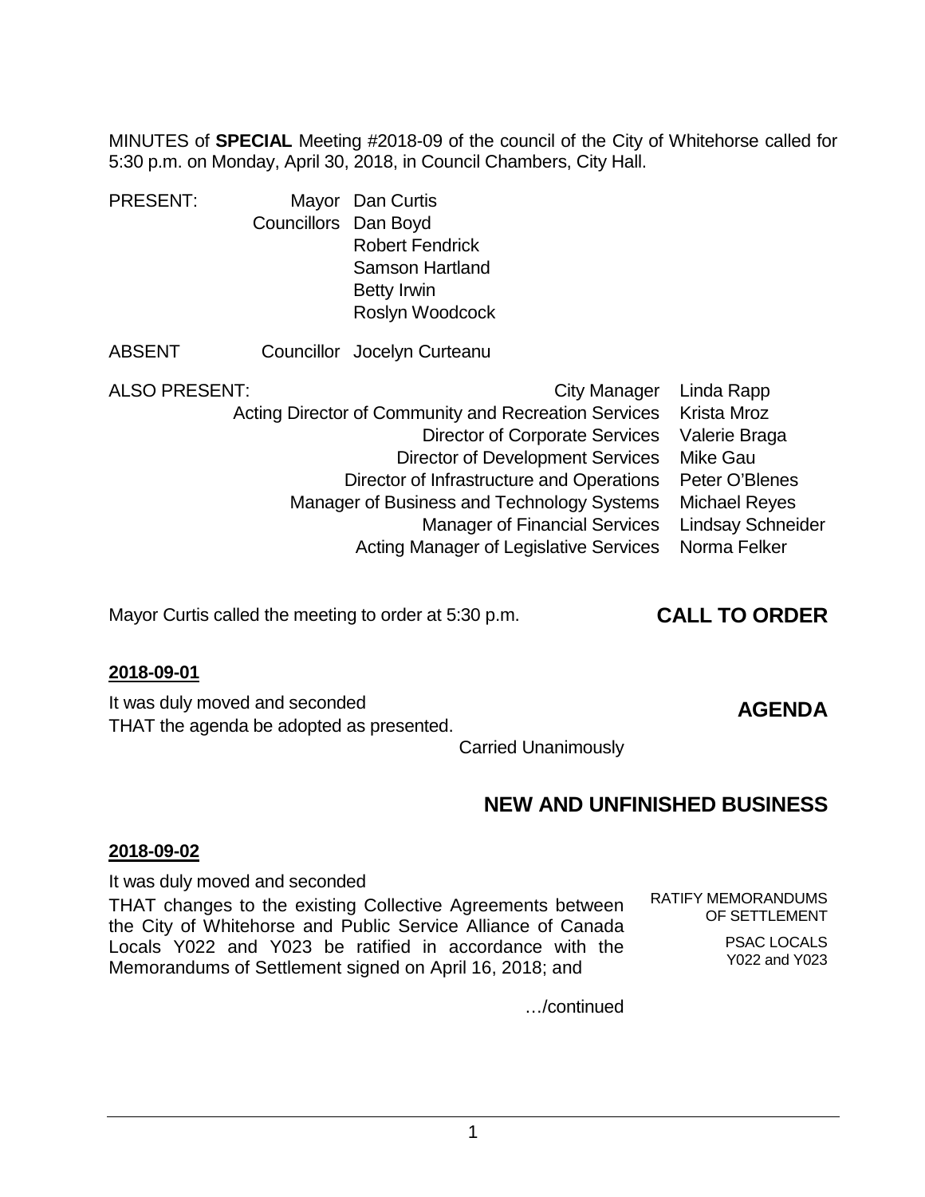MINUTES of **SPECIAL** Meeting #2018-09 of the council of the City of Whitehorse called for 5:30 p.m. on Monday, April 30, 2018, in Council Chambers, City Hall.

| | | |
|---|---|---|
| PRESENT: | Mayor | Dan Curtis |
| | Councillors | Dan Boyd |
| | | Robert Fendrick |
| | | Samson Hartland |
| | | Betty Irwin |
| | | Roslyn Woodcock |

| | | |
|---|---|---|
| ABSENT | Councillor | Jocelyn Curteanu |

| | | |
|---|---|---|
| ALSO PRESENT: | City Manager | Linda Rapp |
| | Acting Director of Community and Recreation Services | Krista Mroz |
| | Director of Corporate Services | Valerie Braga |
| | Director of Development Services | Mike Gau |
| | Director of Infrastructure and Operations | Peter O'Blenes |
| | Manager of Business and Technology Systems | Michael Reyes |
| | Manager of Financial Services | Lindsay Schneider |
| | Acting Manager of Legislative Services | Norma Felker |

## CALL TO ORDER

Mayor Curtis called the meeting to order at 5:30 p.m.

## AGENDA

**2018-09-01**

It was duly moved and seconded
THAT the agenda be adopted as presented.

Carried Unanimously

## NEW AND UNFINISHED BUSINESS

**2018-09-02**

RATIFY MEMORANDUMS OF SETTLEMENT

PSAC LOCALS Y022 and Y023

It was duly moved and seconded

THAT changes to the existing Collective Agreements between the City of Whitehorse and Public Service Alliance of Canada Locals Y022 and Y023 be ratified in accordance with the Memorandums of Settlement signed on April 16, 2018; and

…/continued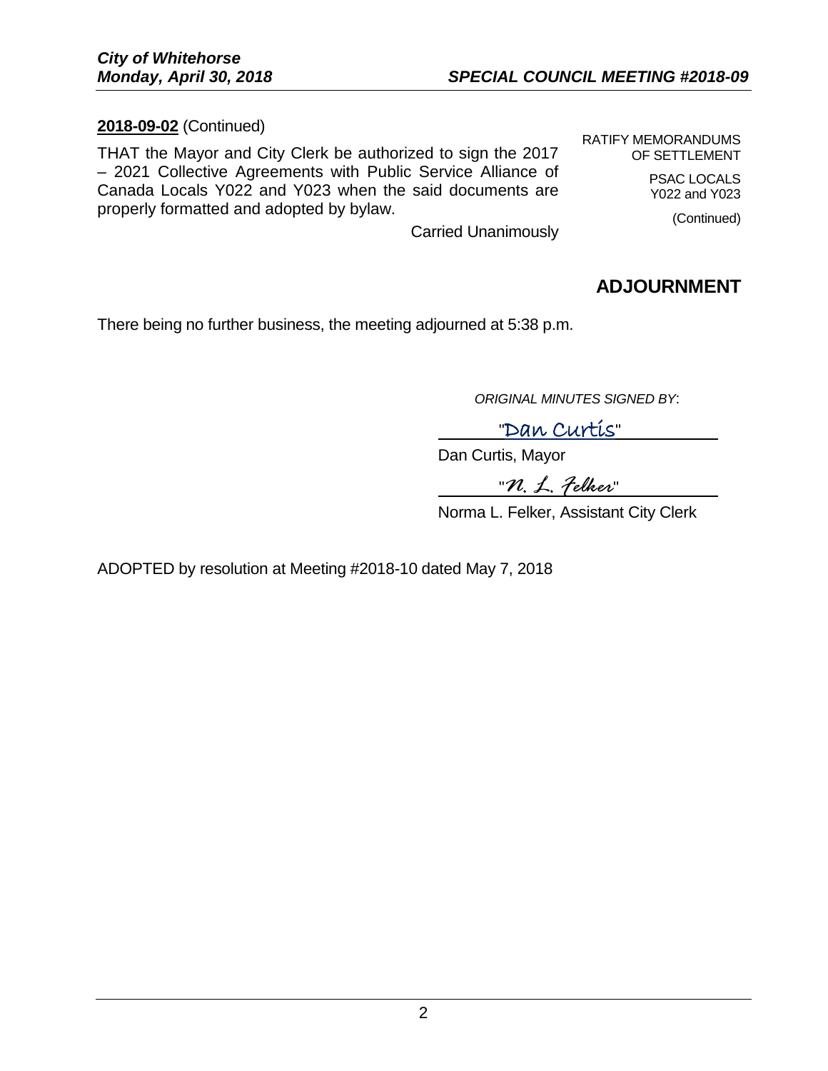**2018-09-02** (Continued)

RATIFY MEMORANDUMS OF SETTLEMENT

PSAC LOCALS Y022 and Y023

(Continued)

THAT the Mayor and City Clerk be authorized to sign the 2017 – 2021 Collective Agreements with Public Service Alliance of Canada Locals Y022 and Y023 when the said documents are properly formatted and adopted by bylaw.

Carried Unanimously

## ADJOURNMENT

There being no further business, the meeting adjourned at 5:38 p.m.

*ORIGINAL MINUTES SIGNED BY*:

"Dan Curtis"

Dan Curtis, Mayor

"N. L. Felker"

Norma L. Felker, Assistant City Clerk

ADOPTED by resolution at Meeting #2018-10 dated May 7, 2018